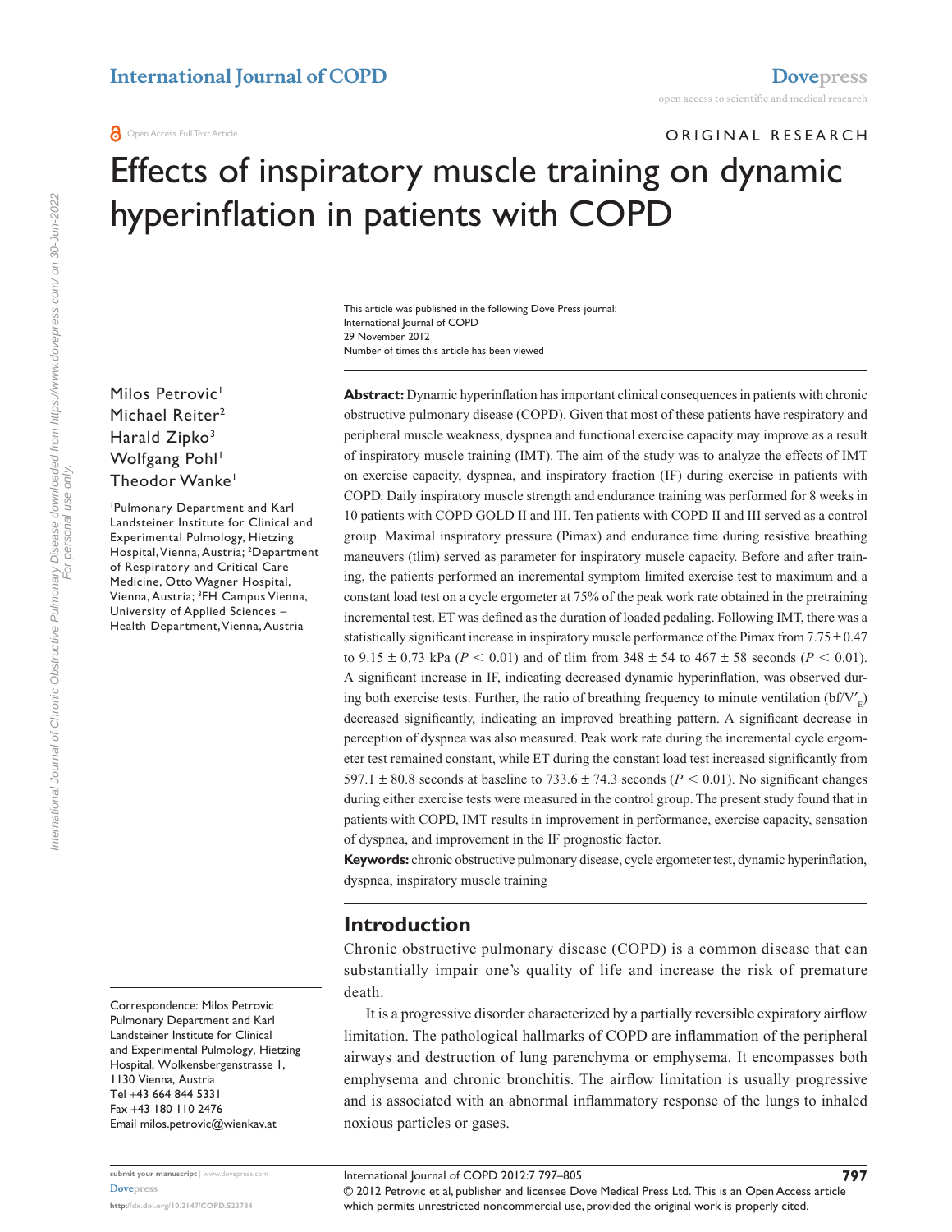ORIGINAL RESEARCH

# Effects of inspiratory muscle training on dynamic hyperinflation in patients with COPD

This article was published in the following Dove Press journal:
International Journal of COPD
29 November 2012
Number of times this article has been viewed

Milos Petrovic[1]
Michael Reiter[2]
Harald Zipko[3]
Wolfgang Pohl[1]
Theodor Wanke[1]

[1]Pulmonary Department and Karl Landsteiner Institute for Clinical and Experimental Pulmology, Hietzing Hospital, Vienna, Austria; [2]Department of Respiratory and Critical Care Medicine, Otto Wagner Hospital, Vienna, Austria; [3]FH Campus Vienna, University of Applied Sciences – Health Department, Vienna, Austria

Correspondence: Milos Petrovic
Pulmonary Department and Karl Landsteiner Institute for Clinical and Experimental Pulmology, Hietzing Hospital, Wolkensbergenstrasse 1, 1130 Vienna, Austria
Tel +43 664 844 5331
Fax +43 180 110 2476
Email milos.petrovic@wienkav.at

**Abstract:** Dynamic hyperinflation has important clinical consequences in patients with chronic obstructive pulmonary disease (COPD). Given that most of these patients have respiratory and peripheral muscle weakness, dyspnea and functional exercise capacity may improve as a result of inspiratory muscle training (IMT). The aim of the study was to analyze the effects of IMT on exercise capacity, dyspnea, and inspiratory fraction (IF) during exercise in patients with COPD. Daily inspiratory muscle strength and endurance training was performed for 8 weeks in 10 patients with COPD GOLD II and III. Ten patients with COPD II and III served as a control group. Maximal inspiratory pressure (Pimax) and endurance time during resistive breathing maneuvers (tlim) served as parameter for inspiratory muscle capacity. Before and after training, the patients performed an incremental symptom limited exercise test to maximum and a constant load test on a cycle ergometer at 75% of the peak work rate obtained in the pretraining incremental test. ET was defined as the duration of loaded pedaling. Following IMT, there was a statistically significant increase in inspiratory muscle performance of the Pimax from $7.75 \pm 0.47$ to $9.15 \pm 0.73$ kPa ($P < 0.01$) and of tlim from $348 \pm 54$ to $467 \pm 58$ seconds ($P < 0.01$). A significant increase in IF, indicating decreased dynamic hyperinflation, was observed during both exercise tests. Further, the ratio of breathing frequency to minute ventilation ($bf/V'_E$) decreased significantly, indicating an improved breathing pattern. A significant decrease in perception of dyspnea was also measured. Peak work rate during the incremental cycle ergometer test remained constant, while ET during the constant load test increased significantly from $597.1 \pm 80.8$ seconds at baseline to $733.6 \pm 74.3$ seconds ($P < 0.01$). No significant changes during either exercise tests were measured in the control group. The present study found that in patients with COPD, IMT results in improvement in performance, exercise capacity, sensation of dyspnea, and improvement in the IF prognostic factor.

**Keywords:** chronic obstructive pulmonary disease, cycle ergometer test, dynamic hyperinflation, dyspnea, inspiratory muscle training

## Introduction

Chronic obstructive pulmonary disease (COPD) is a common disease that can substantially impair one's quality of life and increase the risk of premature death.

It is a progressive disorder characterized by a partially reversible expiratory airflow limitation. The pathological hallmarks of COPD are inflammation of the peripheral airways and destruction of lung parenchyma or emphysema. It encompasses both emphysema and chronic bronchitis. The airflow limitation is usually progressive and is associated with an abnormal inflammatory response of the lungs to inhaled noxious particles or gases.

© 2012 Petrovic et al, publisher and licensee Dove Medical Press Ltd. This is an Open Access article which permits unrestricted noncommercial use, provided the original work is properly cited.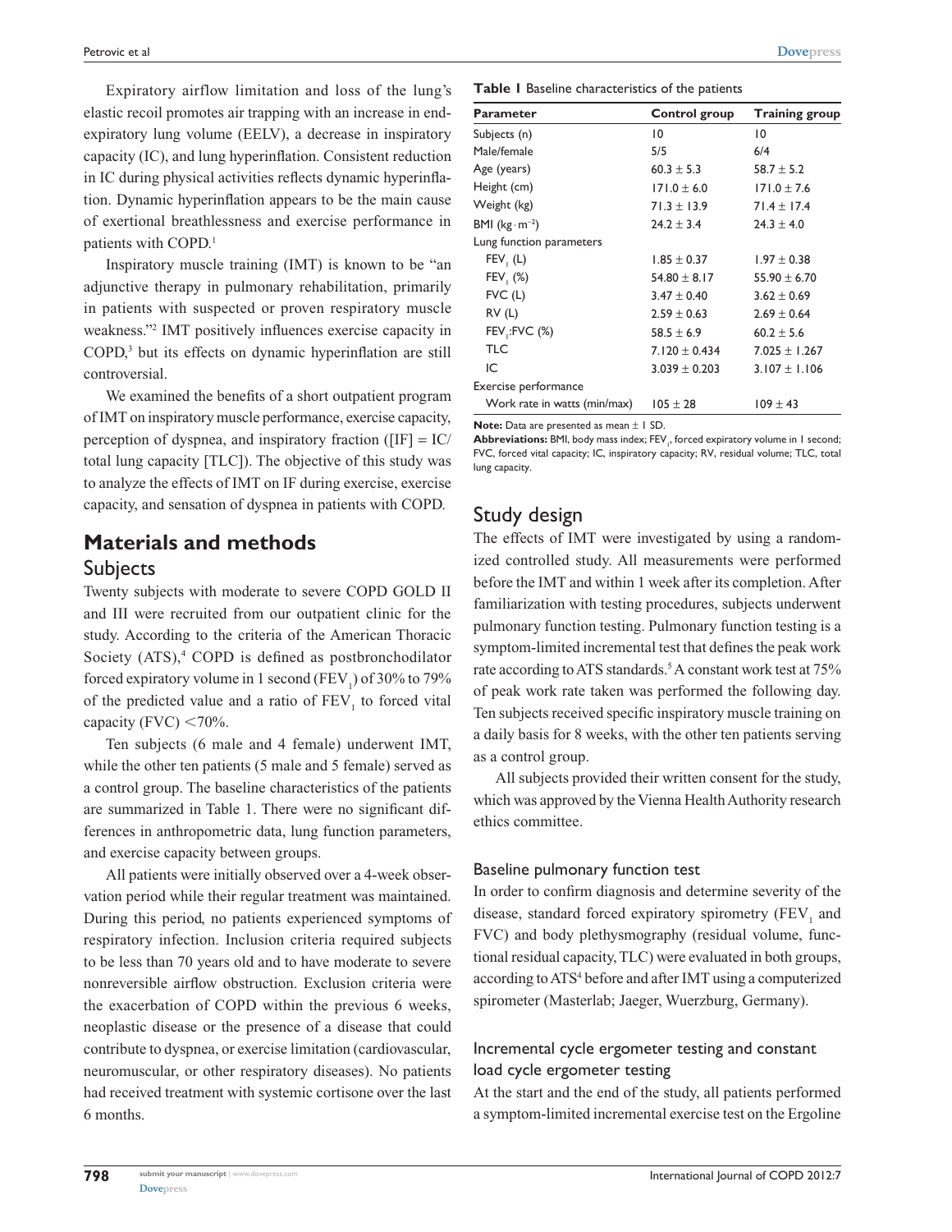Expiratory airflow limitation and loss of the lung's elastic recoil promotes air trapping with an increase in end-expiratory lung volume (EELV), a decrease in inspiratory capacity (IC), and lung hyperinflation. Consistent reduction in IC during physical activities reflects dynamic hyperinflation. Dynamic hyperinflation appears to be the main cause of exertional breathlessness and exercise performance in patients with COPD.[1]

Inspiratory muscle training (IMT) is known to be "an adjunctive therapy in pulmonary rehabilitation, primarily in patients with suspected or proven respiratory muscle weakness."[2] IMT positively influences exercise capacity in COPD,[3] but its effects on dynamic hyperinflation are still controversial.

We examined the benefits of a short outpatient program of IMT on inspiratory muscle performance, exercise capacity, perception of dyspnea, and inspiratory fraction ([IF] = IC/total lung capacity [TLC]). The objective of this study was to analyze the effects of IMT on IF during exercise, exercise capacity, and sensation of dyspnea in patients with COPD.

# Materials and methods

## Subjects

Twenty subjects with moderate to severe COPD GOLD II and III were recruited from our outpatient clinic for the study. According to the criteria of the American Thoracic Society (ATS),[4] COPD is defined as postbronchodilator forced expiratory volume in 1 second ($FEV_1$) of 30% to 79% of the predicted value and a ratio of $FEV_1$ to forced vital capacity (FVC) <70%.

Ten subjects (6 male and 4 female) underwent IMT, while the other ten patients (5 male and 5 female) served as a control group. The baseline characteristics of the patients are summarized in Table 1. There were no significant differences in anthropometric data, lung function parameters, and exercise capacity between groups.

All patients were initially observed over a 4-week observation period while their regular treatment was maintained. During this period, no patients experienced symptoms of respiratory infection. Inclusion criteria required subjects to be less than 70 years old and to have moderate to severe nonreversible airflow obstruction. Exclusion criteria were the exacerbation of COPD within the previous 6 weeks, neoplastic disease or the presence of a disease that could contribute to dyspnea, or exercise limitation (cardiovascular, neuromuscular, or other respiratory diseases). No patients had received treatment with systemic cortisone over the last 6 months.

**Table 1** Baseline characteristics of the patients

| Parameter | Control group | Training group |
|---|---|---|
| Subjects (n) | 10 | 10 |
| Male/female | 5/5 | 6/4 |
| Age (years) | 60.3 ± 5.3 | 58.7 ± 5.2 |
| Height (cm) | 171.0 ± 6.0 | 171.0 ± 7.6 |
| Weight (kg) | 71.3 ± 13.9 | 71.4 ± 17.4 |
| BMI ($kg \cdot m^{-2}$) | 24.2 ± 3.4 | 24.3 ± 4.0 |
| Lung function parameters | | |
| $FEV_1$ (L) | 1.85 ± 0.37 | 1.97 ± 0.38 |
| $FEV_1$ (%) | 54.80 ± 8.17 | 55.90 ± 6.70 |
| FVC (L) | 3.47 ± 0.40 | 3.62 ± 0.69 |
| RV (L) | 2.59 ± 0.63 | 2.69 ± 0.64 |
| $FEV_1$:FVC (%) | 58.5 ± 6.9 | 60.2 ± 5.6 |
| TLC | 7.120 ± 0.434 | 7.025 ± 1.267 |
| IC | 3.039 ± 0.203 | 3.107 ± 1.106 |
| Exercise performance | | |
| Work rate in watts (min/max) | 105 ± 28 | 109 ± 43 |

**Note:** Data are presented as mean ± 1 SD.
**Abbreviations:** BMI, body mass index; $FEV_1$, forced expiratory volume in 1 second; FVC, forced vital capacity; IC, inspiratory capacity; RV, residual volume; TLC, total lung capacity.

## Study design

The effects of IMT were investigated by using a randomized controlled study. All measurements were performed before the IMT and within 1 week after its completion. After familiarization with testing procedures, subjects underwent pulmonary function testing. Pulmonary function testing is a symptom-limited incremental test that defines the peak work rate according to ATS standards.[5] A constant work test at 75% of peak work rate taken was performed the following day. Ten subjects received specific inspiratory muscle training on a daily basis for 8 weeks, with the other ten patients serving as a control group.

All subjects provided their written consent for the study, which was approved by the Vienna Health Authority research ethics committee.

### Baseline pulmonary function test

In order to confirm diagnosis and determine severity of the disease, standard forced expiratory spirometry ($FEV_1$ and FVC) and body plethysmography (residual volume, functional residual capacity, TLC) were evaluated in both groups, according to ATS[4] before and after IMT using a computerized spirometer (Masterlab; Jaeger, Wuerzburg, Germany).

### Incremental cycle ergometer testing and constant load cycle ergometer testing

At the start and the end of the study, all patients performed a symptom-limited incremental exercise test on the Ergoline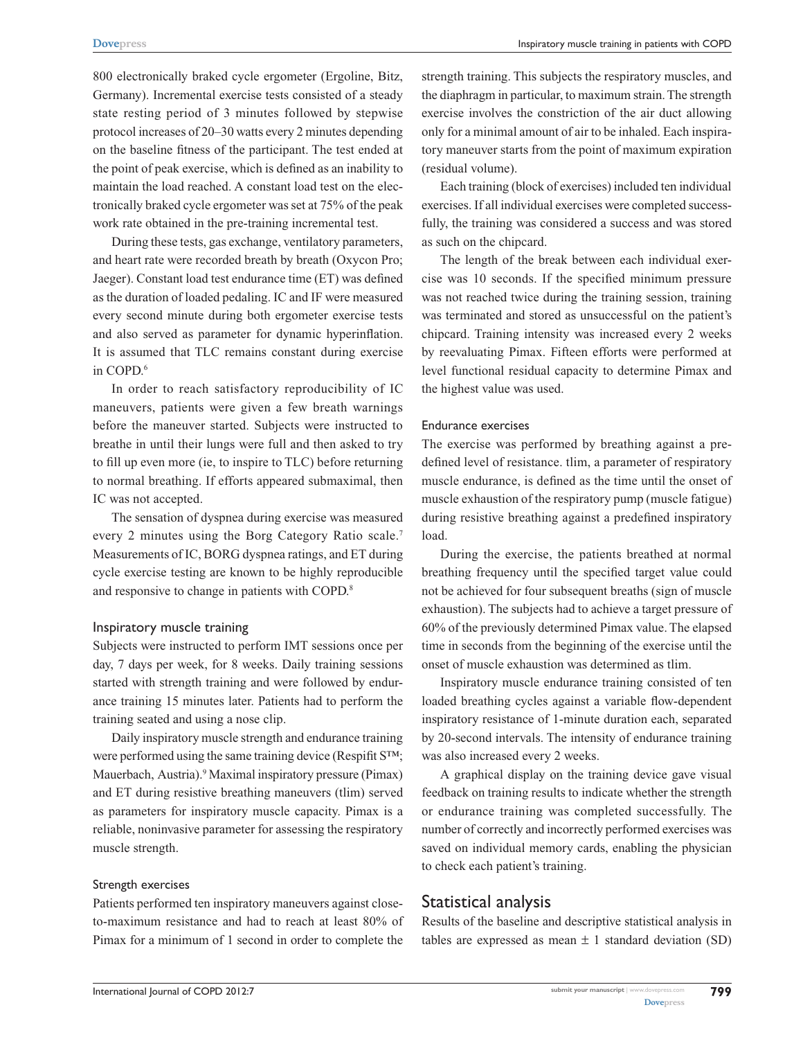800 electronically braked cycle ergometer (Ergoline, Bitz, Germany). Incremental exercise tests consisted of a steady state resting period of 3 minutes followed by stepwise protocol increases of 20–30 watts every 2 minutes depending on the baseline fitness of the participant. The test ended at the point of peak exercise, which is defined as an inability to maintain the load reached. A constant load test on the electronically braked cycle ergometer was set at 75% of the peak work rate obtained in the pre-training incremental test.

During these tests, gas exchange, ventilatory parameters, and heart rate were recorded breath by breath (Oxycon Pro; Jaeger). Constant load test endurance time (ET) was defined as the duration of loaded pedaling. IC and IF were measured every second minute during both ergometer exercise tests and also served as parameter for dynamic hyperinflation. It is assumed that TLC remains constant during exercise in COPD.[6]

In order to reach satisfactory reproducibility of IC maneuvers, patients were given a few breath warnings before the maneuver started. Subjects were instructed to breathe in until their lungs were full and then asked to try to fill up even more (ie, to inspire to TLC) before returning to normal breathing. If efforts appeared submaximal, then IC was not accepted.

The sensation of dyspnea during exercise was measured every 2 minutes using the Borg Category Ratio scale.[7] Measurements of IC, BORG dyspnea ratings, and ET during cycle exercise testing are known to be highly reproducible and responsive to change in patients with COPD.[8]

### Inspiratory muscle training

Subjects were instructed to perform IMT sessions once per day, 7 days per week, for 8 weeks. Daily training sessions started with strength training and were followed by endurance training 15 minutes later. Patients had to perform the training seated and using a nose clip.

Daily inspiratory muscle strength and endurance training were performed using the same training device (Respifit S™; Mauerbach, Austria).[9] Maximal inspiratory pressure (Pimax) and ET during resistive breathing maneuvers (tlim) served as parameters for inspiratory muscle capacity. Pimax is a reliable, noninvasive parameter for assessing the respiratory muscle strength.

#### Strength exercises

Patients performed ten inspiratory maneuvers against close-to-maximum resistance and had to reach at least 80% of Pimax for a minimum of 1 second in order to complete the strength training. This subjects the respiratory muscles, and the diaphragm in particular, to maximum strain. The strength exercise involves the constriction of the air duct allowing only for a minimal amount of air to be inhaled. Each inspiratory maneuver starts from the point of maximum expiration (residual volume).

Each training (block of exercises) included ten individual exercises. If all individual exercises were completed successfully, the training was considered a success and was stored as such on the chipcard.

The length of the break between each individual exercise was 10 seconds. If the specified minimum pressure was not reached twice during the training session, training was terminated and stored as unsuccessful on the patient's chipcard. Training intensity was increased every 2 weeks by reevaluating Pimax. Fifteen efforts were performed at level functional residual capacity to determine Pimax and the highest value was used.

#### Endurance exercises

The exercise was performed by breathing against a predefined level of resistance. tlim, a parameter of respiratory muscle endurance, is defined as the time until the onset of muscle exhaustion of the respiratory pump (muscle fatigue) during resistive breathing against a predefined inspiratory load.

During the exercise, the patients breathed at normal breathing frequency until the specified target value could not be achieved for four subsequent breaths (sign of muscle exhaustion). The subjects had to achieve a target pressure of 60% of the previously determined Pimax value. The elapsed time in seconds from the beginning of the exercise until the onset of muscle exhaustion was determined as tlim.

Inspiratory muscle endurance training consisted of ten loaded breathing cycles against a variable flow-dependent inspiratory resistance of 1-minute duration each, separated by 20-second intervals. The intensity of endurance training was also increased every 2 weeks.

A graphical display on the training device gave visual feedback on training results to indicate whether the strength or endurance training was completed successfully. The number of correctly and incorrectly performed exercises was saved on individual memory cards, enabling the physician to check each patient's training.

## Statistical analysis

Results of the baseline and descriptive statistical analysis in tables are expressed as mean ± 1 standard deviation (SD)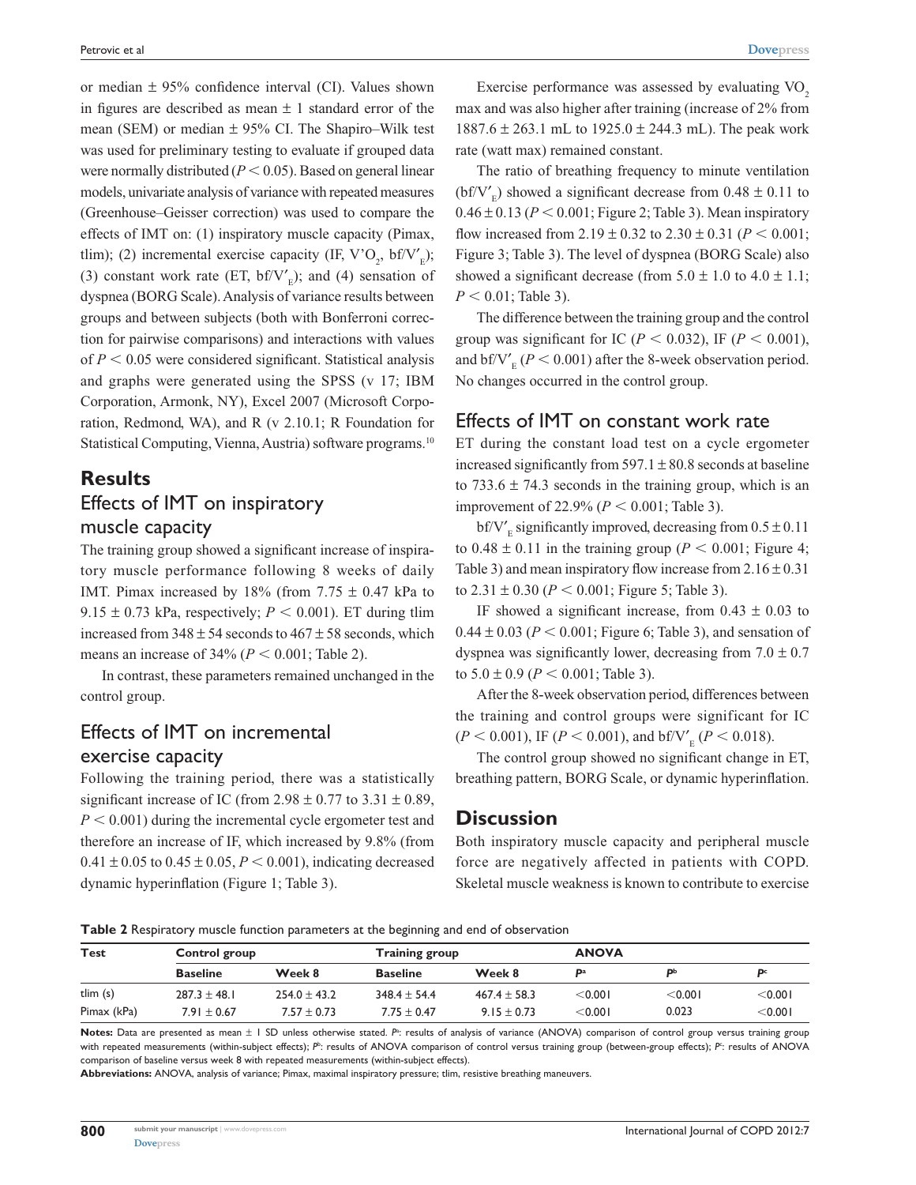or median ± 95% confidence interval (CI). Values shown in figures are described as mean ± 1 standard error of the mean (SEM) or median ± 95% CI. The Shapiro–Wilk test was used for preliminary testing to evaluate if grouped data were normally distributed ($P < 0.05$). Based on general linear models, univariate analysis of variance with repeated measures (Greenhouse–Geisser correction) was used to compare the effects of IMT on: (1) inspiratory muscle capacity (Pimax, tlim); (2) incremental exercise capacity (IF, $V'O_2$, $bf/V'_E$); (3) constant work rate (ET, $bf/V'_E$); and (4) sensation of dyspnea (BORG Scale). Analysis of variance results between groups and between subjects (both with Bonferroni correction for pairwise comparisons) and interactions with values of $P < 0.05$ were considered significant. Statistical analysis and graphs were generated using the SPSS (v 17; IBM Corporation, Armonk, NY), Excel 2007 (Microsoft Corporation, Redmond, WA), and R (v 2.10.1; R Foundation for Statistical Computing, Vienna, Austria) software programs.[10]

# Results

## Effects of IMT on inspiratory muscle capacity

The training group showed a significant increase of inspiratory muscle performance following 8 weeks of daily IMT. Pimax increased by 18% (from 7.75 ± 0.47 kPa to 9.15 ± 0.73 kPa, respectively; $P < 0.001$). ET during tlim increased from 348 ± 54 seconds to 467 ± 58 seconds, which means an increase of 34% ($P < 0.001$; Table 2).

In contrast, these parameters remained unchanged in the control group.

## Effects of IMT on incremental exercise capacity

Following the training period, there was a statistically significant increase of IC (from 2.98 ± 0.77 to 3.31 ± 0.89, $P < 0.001$) during the incremental cycle ergometer test and therefore an increase of IF, which increased by 9.8% (from 0.41 ± 0.05 to 0.45 ± 0.05, $P < 0.001$), indicating decreased dynamic hyperinflation (Figure 1; Table 3).

Exercise performance was assessed by evaluating $VO_2$ max and was also higher after training (increase of 2% from 1887.6 ± 263.1 mL to 1925.0 ± 244.3 mL). The peak work rate (watt max) remained constant.

The ratio of breathing frequency to minute ventilation ($bf/V'_E$) showed a significant decrease from 0.48 ± 0.11 to 0.46 ± 0.13 ($P < 0.001$; Figure 2; Table 3). Mean inspiratory flow increased from 2.19 ± 0.32 to 2.30 ± 0.31 ($P < 0.001$; Figure 3; Table 3). The level of dyspnea (BORG Scale) also showed a significant decrease (from 5.0 ± 1.0 to 4.0 ± 1.1; $P < 0.01$; Table 3).

The difference between the training group and the control group was significant for IC ($P < 0.032$), IF ($P < 0.001$), and $bf/V'_E$ ($P < 0.001$) after the 8-week observation period. No changes occurred in the control group.

## Effects of IMT on constant work rate

ET during the constant load test on a cycle ergometer increased significantly from 597.1 ± 80.8 seconds at baseline to 733.6 ± 74.3 seconds in the training group, which is an improvement of 22.9% ($P < 0.001$; Table 3).

$bf/V'_E$ significantly improved, decreasing from 0.5 ± 0.11 to 0.48 ± 0.11 in the training group ($P < 0.001$; Figure 4; Table 3) and mean inspiratory flow increase from 2.16 ± 0.31 to 2.31 ± 0.30 ($P < 0.001$; Figure 5; Table 3).

IF showed a significant increase, from 0.43 ± 0.03 to 0.44 ± 0.03 ($P < 0.001$; Figure 6; Table 3), and sensation of dyspnea was significantly lower, decreasing from 7.0 ± 0.7 to 5.0 ± 0.9 ($P < 0.001$; Table 3).

After the 8-week observation period, differences between the training and control groups were significant for IC ($P < 0.001$), IF ($P < 0.001$), and $bf/V'_E$ ($P < 0.018$).

The control group showed no significant change in ET, breathing pattern, BORG Scale, or dynamic hyperinflation.

# Discussion

Both inspiratory muscle capacity and peripheral muscle force are negatively affected in patients with COPD. Skeletal muscle weakness is known to contribute to exercise

**Table 2** Respiratory muscle function parameters at the beginning and end of observation

| Test | Control group | | Training group | | ANOVA | | |
|---|---|---|---|---|---|---|---|
| | **Baseline** | **Week 8** | **Baseline** | **Week 8** | $P^a$ | $P^b$ | $P^c$ |
| tlim (s) | 287.3 ± 48.1 | 254.0 ± 43.2 | 348.4 ± 54.4 | 467.4 ± 58.3 | <0.001 | <0.001 | <0.001 |
| Pimax (kPa) | 7.91 ± 0.67 | 7.57 ± 0.73 | 7.75 ± 0.47 | 9.15 ± 0.73 | <0.001 | 0.023 | <0.001 |

**Notes:** Data are presented as mean ± 1 SD unless otherwise stated. $P^a$: results of analysis of variance (ANOVA) comparison of control group versus training group with repeated measurements (within-subject effects); $P^b$: results of ANOVA comparison of control versus training group (between-group effects); $P^c$: results of ANOVA comparison of baseline versus week 8 with repeated measurements (within-subject effects).

**Abbreviations:** ANOVA, analysis of variance; Pimax, maximal inspiratory pressure; tlim, resistive breathing maneuvers.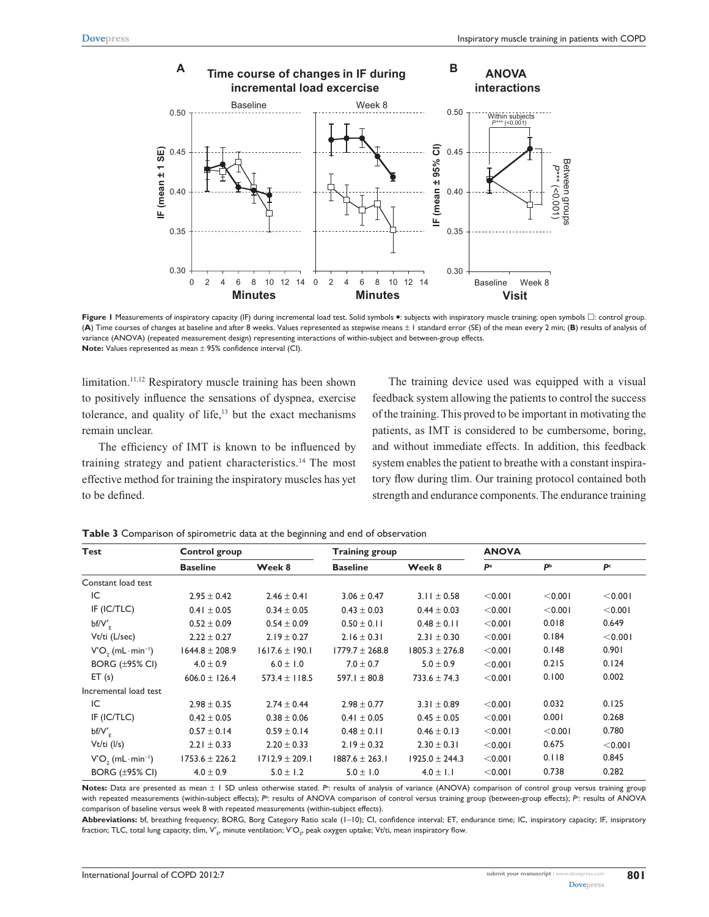**Figure 1** Measurements of inspiratory capacity (IF) during incremental load test. Solid symbols ●: subjects with inspiratory muscle training; open symbols □: control group. (**A**) Time courses of changes at baseline and after 8 weeks. Values represented as stepwise means ± 1 standard error (SE) of the mean every 2 min; (**B**) results of analysis of variance (ANOVA) (repeated measurement design) representing interactions of within-subject and between-group effects.
**Note:** Values represented as mean ± 95% confidence interval (CI).

limitation.[11,12] Respiratory muscle training has been shown to positively influence the sensations of dyspnea, exercise tolerance, and quality of life,[13] but the exact mechanisms remain unclear.

The efficiency of IMT is known to be influenced by training strategy and patient characteristics.[14] The most effective method for training the inspiratory muscles has yet to be defined.

The training device used was equipped with a visual feedback system allowing the patients to control the success of the training. This proved to be important in motivating the patients, as IMT is considered to be cumbersome, boring, and without immediate effects. In addition, this feedback system enables the patient to breathe with a constant inspiratory flow during tlim. Our training protocol contained both strength and endurance components. The endurance training

**Table 3** Comparison of spirometric data at the beginning and end of observation

| Test | Control group | | Training group | | ANOVA | | |
|---|---|---|---|---|---|---|---|
| | Baseline | Week 8 | Baseline | Week 8 | $P^a$ | $P^b$ | $P^c$ |
| Constant load test | | | | | | | |
| IC | 2.95 ± 0.42 | 2.46 ± 0.41 | 3.06 ± 0.47 | 3.11 ± 0.58 | <0.001 | <0.001 | <0.001 |
| IF (IC/TLC) | 0.41 ± 0.05 | 0.34 ± 0.05 | 0.43 ± 0.03 | 0.44 ± 0.03 | <0.001 | <0.001 | <0.001 |
| bf/$V'_E$ | 0.52 ± 0.09 | 0.54 ± 0.09 | 0.50 ± 0.11 | 0.48 ± 0.11 | <0.001 | 0.018 | 0.649 |
| Vt/ti (L/sec) | 2.22 ± 0.27 | 2.19 ± 0.27 | 2.16 ± 0.31 | 2.31 ± 0.30 | <0.001 | 0.184 | <0.001 |
| $V'O_2$ (mL · min$^{-1}$) | 1644.8 ± 208.9 | 1617.6 ± 190.1 | 1779.7 ± 268.8 | 1805.3 ± 276.8 | <0.001 | 0.148 | 0.901 |
| BORG (±95% CI) | 4.0 ± 0.9 | 6.0 ± 1.0 | 7.0 ± 0.7 | 5.0 ± 0.9 | <0.001 | 0.215 | 0.124 |
| ET (s) | 606.0 ± 126.4 | 573.4 ± 118.5 | 597.1 ± 80.8 | 733.6 ± 74.3 | <0.001 | 0.100 | 0.002 |
| Incremental load test | | | | | | | |
| IC | 2.98 ± 0.35 | 2.74 ± 0.44 | 2.98 ± 0.77 | 3.31 ± 0.89 | <0.001 | 0.032 | 0.125 |
| IF (IC/TLC) | 0.42 ± 0.05 | 0.38 ± 0.06 | 0.41 ± 0.05 | 0.45 ± 0.05 | <0.001 | 0.001 | 0.268 |
| bf/$V'_E$ | 0.57 ± 0.14 | 0.59 ± 0.14 | 0.48 ± 0.11 | 0.46 ± 0.13 | <0.001 | <0.001 | 0.780 |
| Vt/ti (l/s) | 2.21 ± 0.33 | 2.20 ± 0.33 | 2.19 ± 0.32 | 2.30 ± 0.31 | <0.001 | 0.675 | <0.001 |
| $V'O_2$ (mL · min$^{-1}$) | 1753.6 ± 226.2 | 1712.9 ± 209.1 | 1887.6 ± 263.1 | 1925.0 ± 244.3 | <0.001 | 0.118 | 0.845 |
| BORG (±95% CI) | 4.0 ± 0.9 | 5.0 ± 1.2 | 5.0 ± 1.0 | 4.0 ± 1.1 | <0.001 | 0.738 | 0.282 |

**Notes:** Data are presented as mean ± 1 SD unless otherwise stated. $P^a$: results of analysis of variance (ANOVA) comparison of control group versus training group with repeated measurements (within-subject effects); $P^b$: results of ANOVA comparison of control versus training group (between-group effects); $P^c$: results of ANOVA comparison of baseline versus week 8 with repeated measurements (within-subject effects).

**Abbreviations:** bf, breathing frequency; BORG, Borg Category Ratio scale (1–10); CI, confidence interval; ET, endurance time; IC, inspiratory capacity; IF, insipratory fraction; TLC, total lung capacity; tlim, $V'_E$, minute ventilation; $V'O_2$, peak oxygen uptake; Vt/ti, mean inspiratory flow.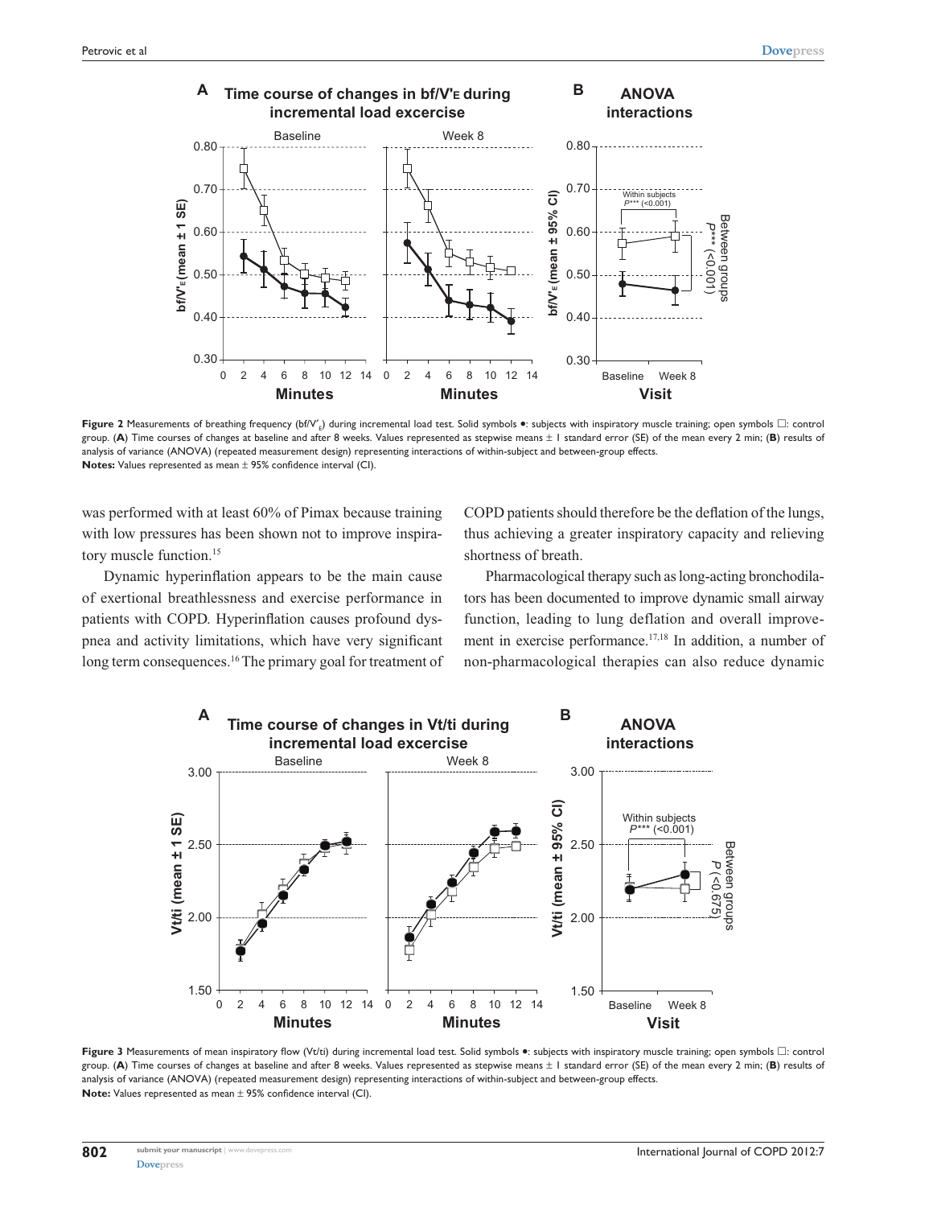**Figure 2** Measurements of breathing frequency (bf/V′$_E$) during incremental load test. Solid symbols ●: subjects with inspiratory muscle training; open symbols □: control group. (**A**) Time courses of changes at baseline and after 8 weeks. Values represented as stepwise means ± 1 standard error (SE) of the mean every 2 min; (**B**) results of analysis of variance (ANOVA) (repeated measurement design) representing interactions of within-subject and between-group effects.
**Notes:** Values represented as mean ± 95% confidence interval (CI).

was performed with at least 60% of Pimax because training with low pressures has been shown not to improve inspiratory muscle function.[15]

Dynamic hyperinflation appears to be the main cause of exertional breathlessness and exercise performance in patients with COPD. Hyperinflation causes profound dyspnea and activity limitations, which have very significant long term consequences.[16] The primary goal for treatment of COPD patients should therefore be the deflation of the lungs, thus achieving a greater inspiratory capacity and relieving shortness of breath.

Pharmacological therapy such as long-acting bronchodilators has been documented to improve dynamic small airway function, leading to lung deflation and overall improvement in exercise performance.[17,18] In addition, a number of non-pharmacological therapies can also reduce dynamic

**Figure 3** Measurements of mean inspiratory flow (Vt/ti) during incremental load test. Solid symbols ●: subjects with inspiratory muscle training; open symbols □: control group. (**A**) Time courses of changes at baseline and after 8 weeks. Values represented as stepwise means ± 1 standard error (SE) of the mean every 2 min; (**B**) results of analysis of variance (ANOVA) (repeated measurement design) representing interactions of within-subject and between-group effects.
**Note:** Values represented as mean ± 95% confidence interval (CI).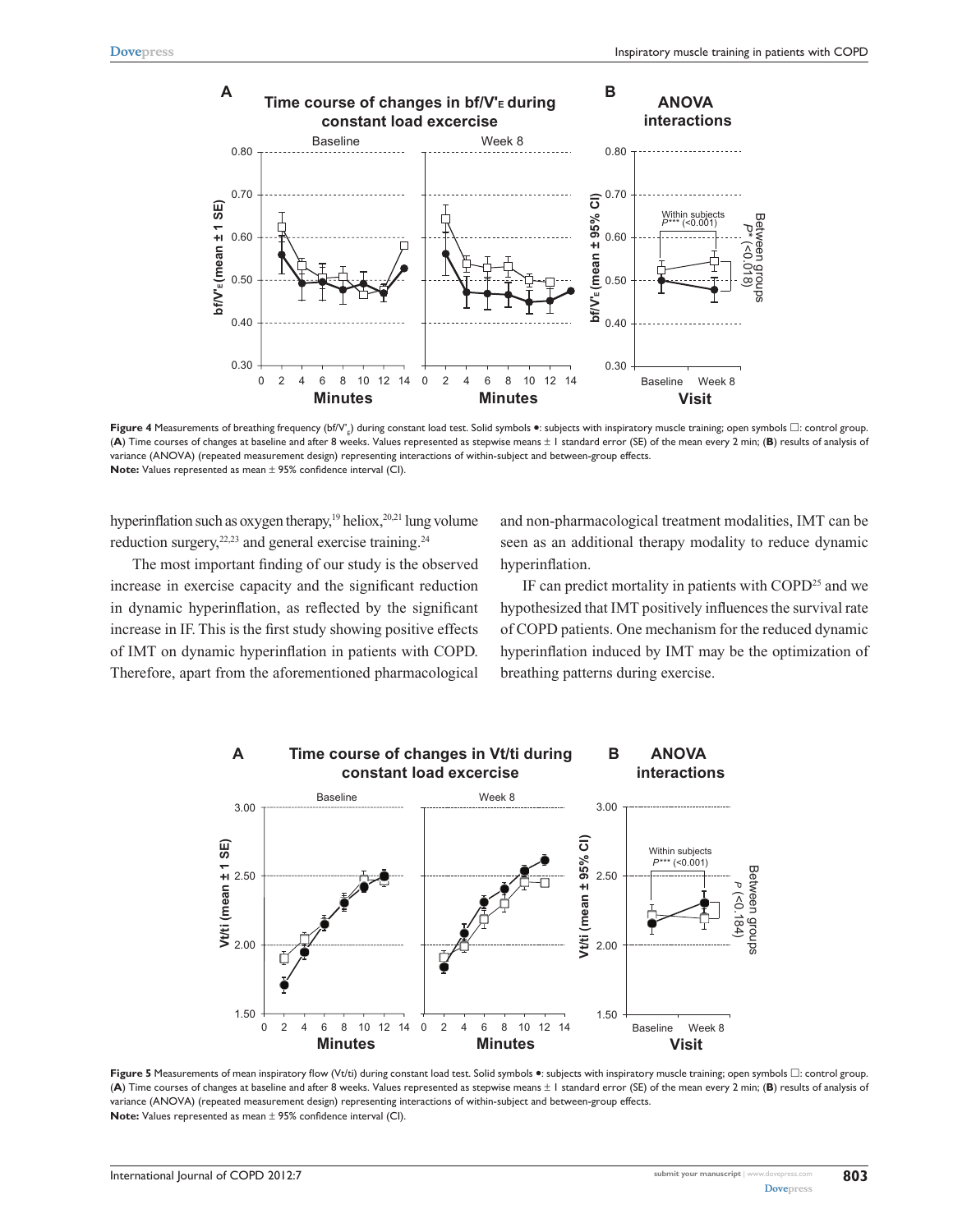**Figure 4** Measurements of breathing frequency (bf/V'$_E$) during constant load test. Solid symbols ●: subjects with inspiratory muscle training; open symbols □: control group. (**A**) Time courses of changes at baseline and after 8 weeks. Values represented as stepwise means ± 1 standard error (SE) of the mean every 2 min; (**B**) results of analysis of variance (ANOVA) (repeated measurement design) representing interactions of within-subject and between-group effects.
**Note:** Values represented as mean ± 95% confidence interval (CI).

hyperinflation such as oxygen therapy,[19] heliox,[20,21] lung volume reduction surgery,[22,23] and general exercise training.[24]

The most important finding of our study is the observed increase in exercise capacity and the significant reduction in dynamic hyperinflation, as reflected by the significant increase in IF. This is the first study showing positive effects of IMT on dynamic hyperinflation in patients with COPD. Therefore, apart from the aforementioned pharmacological and non-pharmacological treatment modalities, IMT can be seen as an additional therapy modality to reduce dynamic hyperinflation.

IF can predict mortality in patients with COPD[25] and we hypothesized that IMT positively influences the survival rate of COPD patients. One mechanism for the reduced dynamic hyperinflation induced by IMT may be the optimization of breathing patterns during exercise.

**Figure 5** Measurements of mean inspiratory flow (Vt/ti) during constant load test. Solid symbols ●: subjects with inspiratory muscle training; open symbols □: control group. (**A**) Time courses of changes at baseline and after 8 weeks. Values represented as stepwise means ± 1 standard error (SE) of the mean every 2 min; (**B**) results of analysis of variance (ANOVA) (repeated measurement design) representing interactions of within-subject and between-group effects.
**Note:** Values represented as mean ± 95% confidence interval (CI).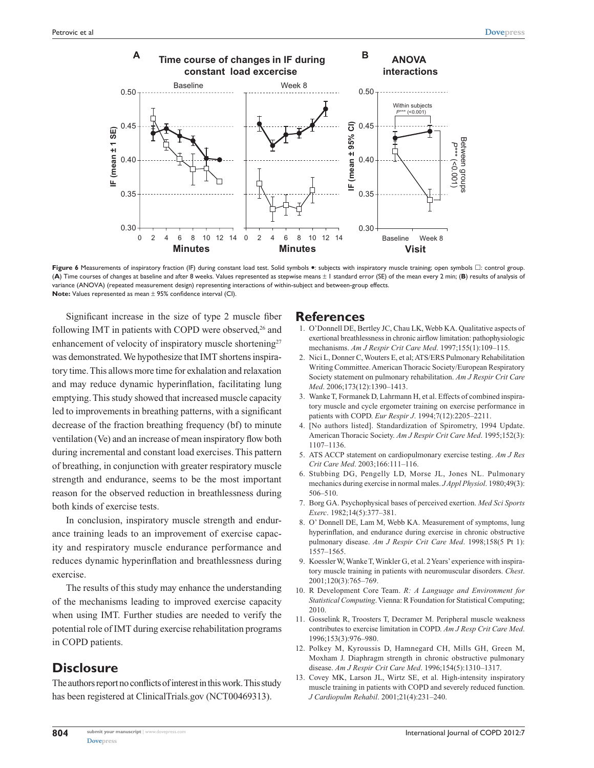**A** **Time course of changes in IF during constant load excercise**

Baseline

Week 8

IF (mean ± 1 SE)

0.50
0.45
0.40
0.35
0.30

0 2 4 6 8 10 12 14 0 2 4 6 8 10 12 14

**Minutes** **Minutes**

**B** **ANOVA interactions**

Within subjects
*P**** (<0.001)

Between groups
*P**** (<0.001)

IF (mean ± 95% CI)

Baseline Week 8

**Visit**

**Figure 6** Measurements of inspiratory fraction (IF) during constant load test. Solid symbols •: subjects with inspiratory muscle training; open symbols □: control group. (**A**) Time courses of changes at baseline and after 8 weeks. Values represented as stepwise means ± 1 standard error (SE) of the mean every 2 min; (**B**) results of analysis of variance (ANOVA) (repeated measurement design) representing interactions of within-subject and between-group effects.
**Note:** Values represented as mean ± 95% confidence interval (CI).

Significant increase in the size of type 2 muscle fiber following IMT in patients with COPD were observed,[26] and enhancement of velocity of inspiratory muscle shortening[27] was demonstrated. We hypothesize that IMT shortens inspiratory time. This allows more time for exhalation and relaxation and may reduce dynamic hyperinflation, facilitating lung emptying. This study showed that increased muscle capacity led to improvements in breathing patterns, with a significant decrease of the fraction breathing frequency (bf) to minute ventilation (Ve) and an increase of mean inspiratory flow both during incremental and constant load exercises. This pattern of breathing, in conjunction with greater respiratory muscle strength and endurance, seems to be the most important reason for the observed reduction in breathlessness during both kinds of exercise tests.

In conclusion, inspiratory muscle strength and endurance training leads to an improvement of exercise capacity and respiratory muscle endurance performance and reduces dynamic hyperinflation and breathlessness during exercise.

The results of this study may enhance the understanding of the mechanisms leading to improved exercise capacity when using IMT. Further studies are needed to verify the potential role of IMT during exercise rehabilitation programs in COPD patients.

## Disclosure

The authors report no conflicts of interest in this work. This study has been registered at ClinicalTrials.gov (NCT00469313).

## References

1. O'Donnell DE, Bertley JC, Chau LK, Webb KA. Qualitative aspects of exertional breathlessness in chronic airflow limitation: pathophysiologic mechanisms. *Am J Respir Crit Care Med*. 1997;155(1):109–115.
2. Nici L, Donner C, Wouters E, et al; ATS/ERS Pulmonary Rehabilitation Writing Committee. American Thoracic Society/European Respiratory Society statement on pulmonary rehabilitation. *Am J Respir Crit Care Med*. 2006;173(12):1390–1413.
3. Wanke T, Formanek D, Lahrmann H, et al. Effects of combined inspiratory muscle and cycle ergometer training on exercise performance in patients with COPD. *Eur Respir J*. 1994;7(12):2205–2211.
4. [No authors listed]. Standardization of Spirometry, 1994 Update. American Thoracic Society. *Am J Respir Crit Care Med*. 1995;152(3): 1107–1136.
5. ATS ACCP statement on cardiopulmonary exercise testing. *Am J Res Crit Care Med*. 2003;166:111–116.
6. Stubbing DG, Pengelly LD, Morse JL, Jones NL. Pulmonary mechanics during exercise in normal males. *J Appl Physiol*. 1980;49(3): 506–510.
7. Borg GA. Psychophysical bases of perceived exertion. *Med Sci Sports Exerc*. 1982;14(5):377–381.
8. O' Donnell DE, Lam M, Webb KA. Measurement of symptoms, lung hyperinflation, and endurance during exercise in chronic obstructive pulmonary disease. *Am J Respir Crit Care Med*. 1998;158(5 Pt 1): 1557–1565.
9. Koessler W, Wanke T, Winkler G, et al. 2 Years' experience with inspiratory muscle training in patients with neuromuscular disorders. *Chest*. 2001;120(3):765–769.
10. R Development Core Team. *R: A Language and Environment for Statistical Computing*. Vienna: R Foundation for Statistical Computing; 2010.
11. Gosselink R, Troosters T, Decramer M. Peripheral muscle weakness contributes to exercise limitation in COPD. *Am J Resp Crit Care Med*. 1996;153(3):976–980.
12. Polkey M, Kyroussis D, Hamnegard CH, Mills GH, Green M, Moxham J. Diaphragm strength in chronic obstructive pulmonary disease. *Am J Respir Crit Care Med*. 1996;154(5):1310–1317.
13. Covey MK, Larson JL, Wirtz SE, et al. High-intensity inspiratory muscle training in patients with COPD and severely reduced function. *J Cardiopulm Rehabil*. 2001;21(4):231–240.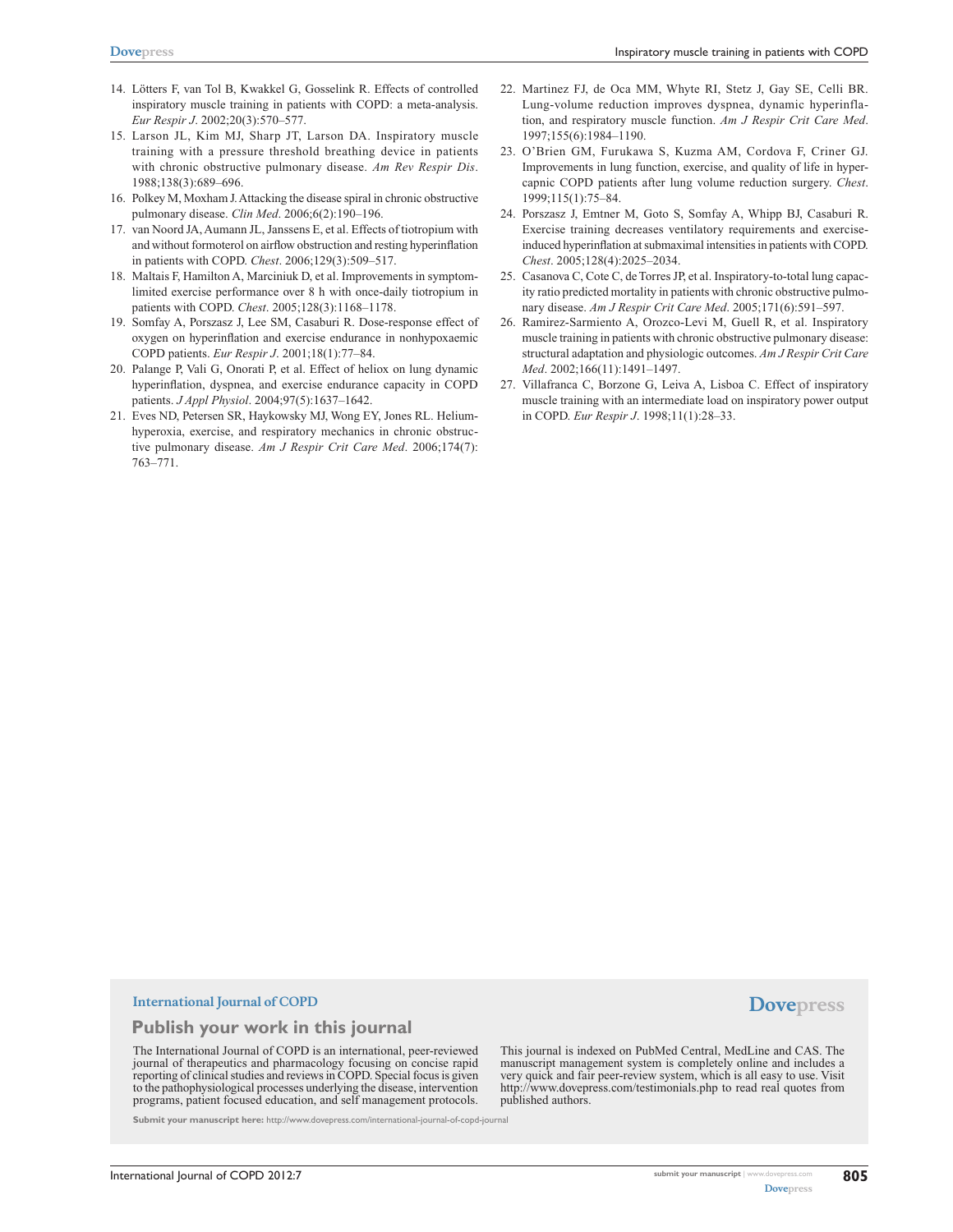14. Lötters F, van Tol B, Kwakkel G, Gosselink R. Effects of controlled inspiratory muscle training in patients with COPD: a meta-analysis. *Eur Respir J*. 2002;20(3):570–577.
15. Larson JL, Kim MJ, Sharp JT, Larson DA. Inspiratory muscle training with a pressure threshold breathing device in patients with chronic obstructive pulmonary disease. *Am Rev Respir Dis*. 1988;138(3):689–696.
16. Polkey M, Moxham J. Attacking the disease spiral in chronic obstructive pulmonary disease. *Clin Med*. 2006;6(2):190–196.
17. van Noord JA, Aumann JL, Janssens E, et al. Effects of tiotropium with and without formoterol on airflow obstruction and resting hyperinflation in patients with COPD. *Chest*. 2006;129(3):509–517.
18. Maltais F, Hamilton A, Marciniuk D, et al. Improvements in symptom-limited exercise performance over 8 h with once-daily tiotropium in patients with COPD. *Chest*. 2005;128(3):1168–1178.
19. Somfay A, Porszasz J, Lee SM, Casaburi R. Dose-response effect of oxygen on hyperinflation and exercise endurance in nonhypoxaemic COPD patients. *Eur Respir J*. 2001;18(1):77–84.
20. Palange P, Vali G, Onorati P, et al. Effect of heliox on lung dynamic hyperinflation, dyspnea, and exercise endurance capacity in COPD patients. *J Appl Physiol*. 2004;97(5):1637–1642.
21. Eves ND, Petersen SR, Haykowsky MJ, Wong EY, Jones RL. Helium-hyperoxia, exercise, and respiratory mechanics in chronic obstructive pulmonary disease. *Am J Respir Crit Care Med*. 2006;174(7):763–771.
22. Martinez FJ, de Oca MM, Whyte RI, Stetz J, Gay SE, Celli BR. Lung-volume reduction improves dyspnea, dynamic hyperinflation, and respiratory muscle function. *Am J Respir Crit Care Med*. 1997;155(6):1984–1190.
23. O'Brien GM, Furukawa S, Kuzma AM, Cordova F, Criner GJ. Improvements in lung function, exercise, and quality of life in hypercapnic COPD patients after lung volume reduction surgery. *Chest*. 1999;115(1):75–84.
24. Porszasz J, Emtner M, Goto S, Somfay A, Whipp BJ, Casaburi R. Exercise training decreases ventilatory requirements and exercise-induced hyperinflation at submaximal intensities in patients with COPD. *Chest*. 2005;128(4):2025–2034.
25. Casanova C, Cote C, de Torres JP, et al. Inspiratory-to-total lung capacity ratio predicted mortality in patients with chronic obstructive pulmonary disease. *Am J Respir Crit Care Med*. 2005;171(6):591–597.
26. Ramirez-Sarmiento A, Orozco-Levi M, Guell R, et al. Inspiratory muscle training in patients with chronic obstructive pulmonary disease: structural adaptation and physiologic outcomes. *Am J Respir Crit Care Med*. 2002;166(11):1491–1497.
27. Villafranca C, Borzone G, Leiva A, Lisboa C. Effect of inspiratory muscle training with an intermediate load on inspiratory power output in COPD. *Eur Respir J*. 1998;11(1):28–33.

**International Journal of COPD**

## Publish your work in this journal

The International Journal of COPD is an international, peer-reviewed journal of therapeutics and pharmacology focusing on concise rapid reporting of clinical studies and reviews in COPD. Special focus is given to the pathophysiological processes underlying the disease, intervention programs, patient focused education, and self management protocols. This journal is indexed on PubMed Central, MedLine and CAS. The manuscript management system is completely online and includes a very quick and fair peer-review system, which is all easy to use. Visit http://www.dovepress.com/testimonials.php to read real quotes from published authors.

**Submit your manuscript here:** http://www.dovepress.com/international-journal-of-copd-journal